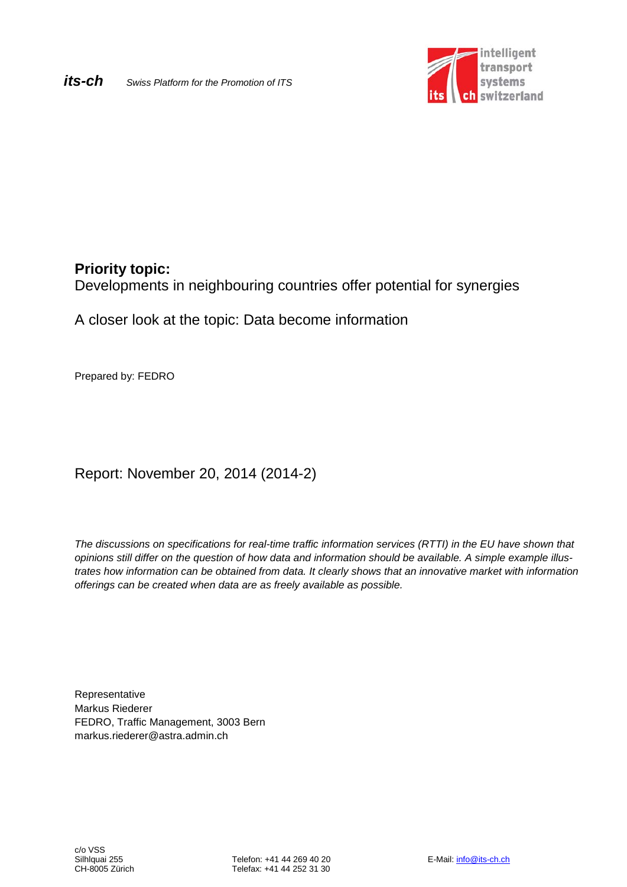*its-ch* *Swiss Platform for the Promotion of ITS*

intelligent transport systems switzerland

**Priority topic:**
Developments in neighbouring countries offer potential for synergies

A closer look at the topic: Data become information

Prepared by: FEDRO

Report: November 20, 2014 (2014-2)

*The discussions on specifications for real-time traffic information services (RTTI) in the EU have shown that opinions still differ on the question of how data and information should be available. A simple example illustrates how information can be obtained from data. It clearly shows that an innovative market with information offerings can be created when data are as freely available as possible.*

Representative
Markus Riederer
FEDRO, Traffic Management, 3003 Bern
markus.riederer@astra.admin.ch

c/o VSS
Silhlquai 255
CH-8005 Zürich

Telefon: +41 44 269 40 20
Telefax: +41 44 252 31 30

E-Mail: info@its-ch.ch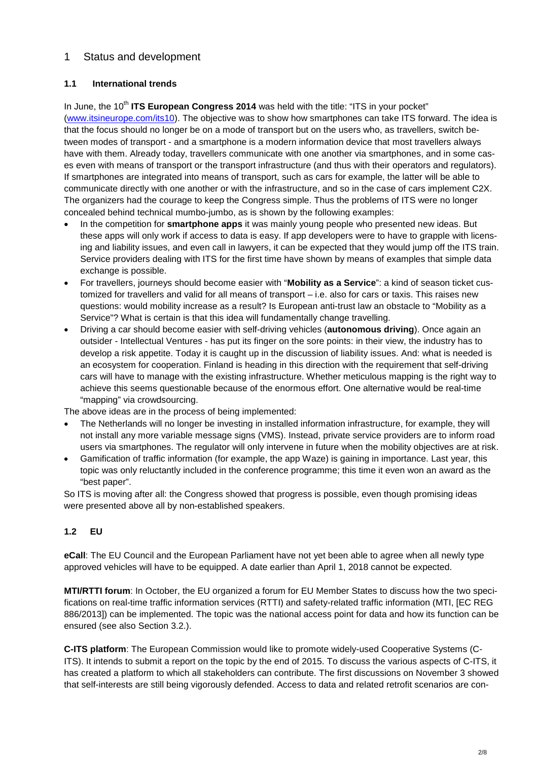# 1 Status and development

## 1.1 International trends

In June, the 10th **ITS European Congress 2014** was held with the title: "ITS in your pocket" (www.itsineurope.com/its10). The objective was to show how smartphones can take ITS forward. The idea is that the focus should no longer be on a mode of transport but on the users who, as travellers, switch between modes of transport - and a smartphone is a modern information device that most travellers always have with them. Already today, travellers communicate with one another via smartphones, and in some cases even with means of transport or the transport infrastructure (and thus with their operators and regulators). If smartphones are integrated into means of transport, such as cars for example, the latter will be able to communicate directly with one another or with the infrastructure, and so in the case of cars implement C2X. The organizers had the courage to keep the Congress simple. Thus the problems of ITS were no longer concealed behind technical mumbo-jumbo, as is shown by the following examples:

- In the competition for **smartphone apps** it was mainly young people who presented new ideas. But these apps will only work if access to data is easy. If app developers were to have to grapple with licensing and liability issues, and even call in lawyers, it can be expected that they would jump off the ITS train. Service providers dealing with ITS for the first time have shown by means of examples that simple data exchange is possible.
- For travellers, journeys should become easier with "**Mobility as a Service**": a kind of season ticket customized for travellers and valid for all means of transport – i.e. also for cars or taxis. This raises new questions: would mobility increase as a result? Is European anti-trust law an obstacle to "Mobility as a Service"? What is certain is that this idea will fundamentally change travelling.
- Driving a car should become easier with self-driving vehicles (**autonomous driving**). Once again an outsider - Intellectual Ventures - has put its finger on the sore points: in their view, the industry has to develop a risk appetite. Today it is caught up in the discussion of liability issues. And: what is needed is an ecosystem for cooperation. Finland is heading in this direction with the requirement that self-driving cars will have to manage with the existing infrastructure. Whether meticulous mapping is the right way to achieve this seems questionable because of the enormous effort. One alternative would be real-time "mapping" via crowdsourcing.

The above ideas are in the process of being implemented:

- The Netherlands will no longer be investing in installed information infrastructure, for example, they will not install any more variable message signs (VMS). Instead, private service providers are to inform road users via smartphones. The regulator will only intervene in future when the mobility objectives are at risk.
- Gamification of traffic information (for example, the app Waze) is gaining in importance. Last year, this topic was only reluctantly included in the conference programme; this time it even won an award as the "best paper".

So ITS is moving after all: the Congress showed that progress is possible, even though promising ideas were presented above all by non-established speakers.

## 1.2 EU

**eCall**: The EU Council and the European Parliament have not yet been able to agree when all newly type approved vehicles will have to be equipped. A date earlier than April 1, 2018 cannot be expected.

**MTI/RTTI forum**: In October, the EU organized a forum for EU Member States to discuss how the two specifications on real-time traffic information services (RTTI) and safety-related traffic information (MTI, [EC REG 886/2013]) can be implemented. The topic was the national access point for data and how its function can be ensured (see also Section 3.2.).

**C-ITS platform**: The European Commission would like to promote widely-used Cooperative Systems (C-ITS). It intends to submit a report on the topic by the end of 2015. To discuss the various aspects of C-ITS, it has created a platform to which all stakeholders can contribute. The first discussions on November 3 showed that self-interests are still being vigorously defended. Access to data and related retrofit scenarios are con-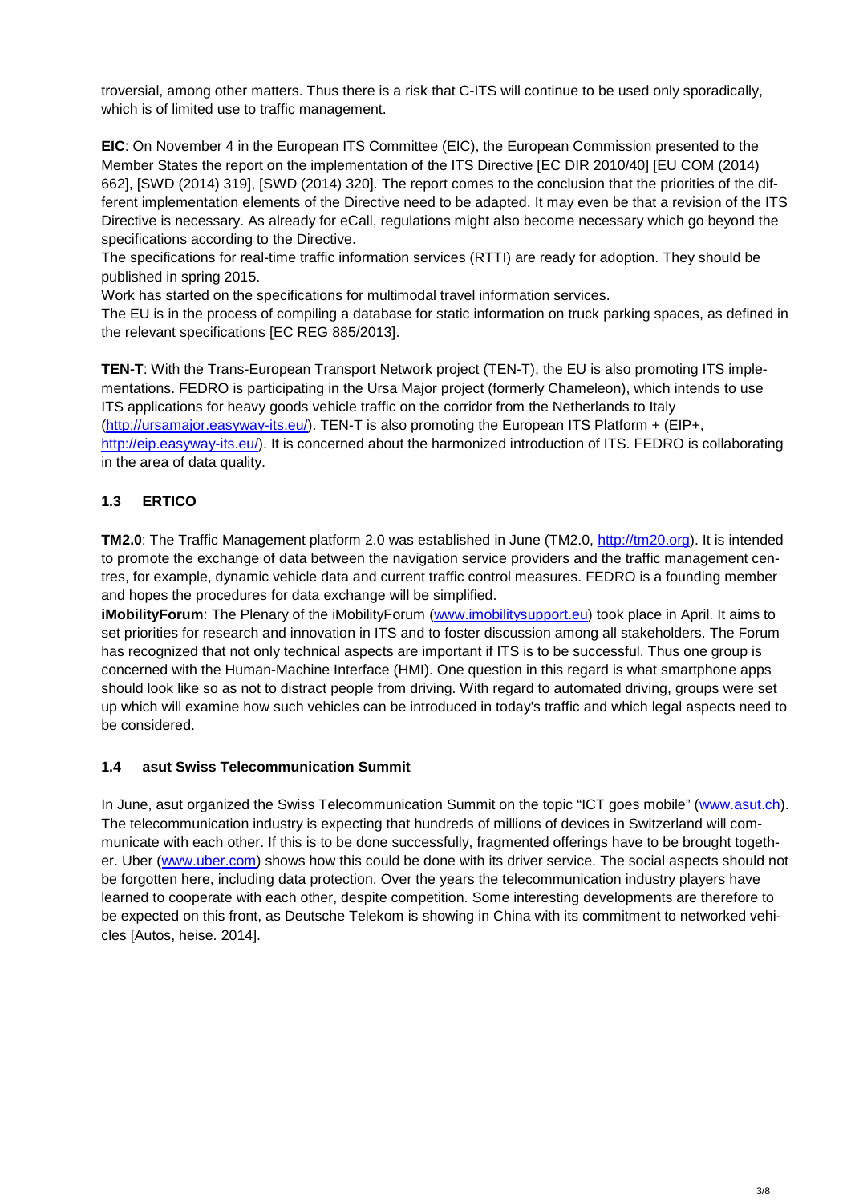troversial, among other matters. Thus there is a risk that C-ITS will continue to be used only sporadically, which is of limited use to traffic management.

**EIC**: On November 4 in the European ITS Committee (EIC), the European Commission presented to the Member States the report on the implementation of the ITS Directive [EC DIR 2010/40] [EU COM (2014) 662], [SWD (2014) 319], [SWD (2014) 320]. The report comes to the conclusion that the priorities of the different implementation elements of the Directive need to be adapted. It may even be that a revision of the ITS Directive is necessary. As already for eCall, regulations might also become necessary which go beyond the specifications according to the Directive.

The specifications for real-time traffic information services (RTTI) are ready for adoption. They should be published in spring 2015.

Work has started on the specifications for multimodal travel information services.

The EU is in the process of compiling a database for static information on truck parking spaces, as defined in the relevant specifications [EC REG 885/2013].

**TEN-T**: With the Trans-European Transport Network project (TEN-T), the EU is also promoting ITS implementations. FEDRO is participating in the Ursa Major project (formerly Chameleon), which intends to use ITS applications for heavy goods vehicle traffic on the corridor from the Netherlands to Italy (http://ursamajor.easyway-its.eu/). TEN-T is also promoting the European ITS Platform + (EIP+, http://eip.easyway-its.eu/). It is concerned about the harmonized introduction of ITS. FEDRO is collaborating in the area of data quality.

### 1.3 ERTICO

**TM2.0**: The Traffic Management platform 2.0 was established in June (TM2.0, http://tm20.org). It is intended to promote the exchange of data between the navigation service providers and the traffic management centres, for example, dynamic vehicle data and current traffic control measures. FEDRO is a founding member and hopes the procedures for data exchange will be simplified.

**iMobilityForum**: The Plenary of the iMobilityForum (www.imobilitysupport.eu) took place in April. It aims to set priorities for research and innovation in ITS and to foster discussion among all stakeholders. The Forum has recognized that not only technical aspects are important if ITS is to be successful. Thus one group is concerned with the Human-Machine Interface (HMI). One question in this regard is what smartphone apps should look like so as not to distract people from driving. With regard to automated driving, groups were set up which will examine how such vehicles can be introduced in today's traffic and which legal aspects need to be considered.

### 1.4 asut Swiss Telecommunication Summit

In June, asut organized the Swiss Telecommunication Summit on the topic “ICT goes mobile” (www.asut.ch). The telecommunication industry is expecting that hundreds of millions of devices in Switzerland will communicate with each other. If this is to be done successfully, fragmented offerings have to be brought together. Uber (www.uber.com) shows how this could be done with its driver service. The social aspects should not be forgotten here, including data protection. Over the years the telecommunication industry players have learned to cooperate with each other, despite competition. Some interesting developments are therefore to be expected on this front, as Deutsche Telekom is showing in China with its commitment to networked vehicles [Autos, heise. 2014].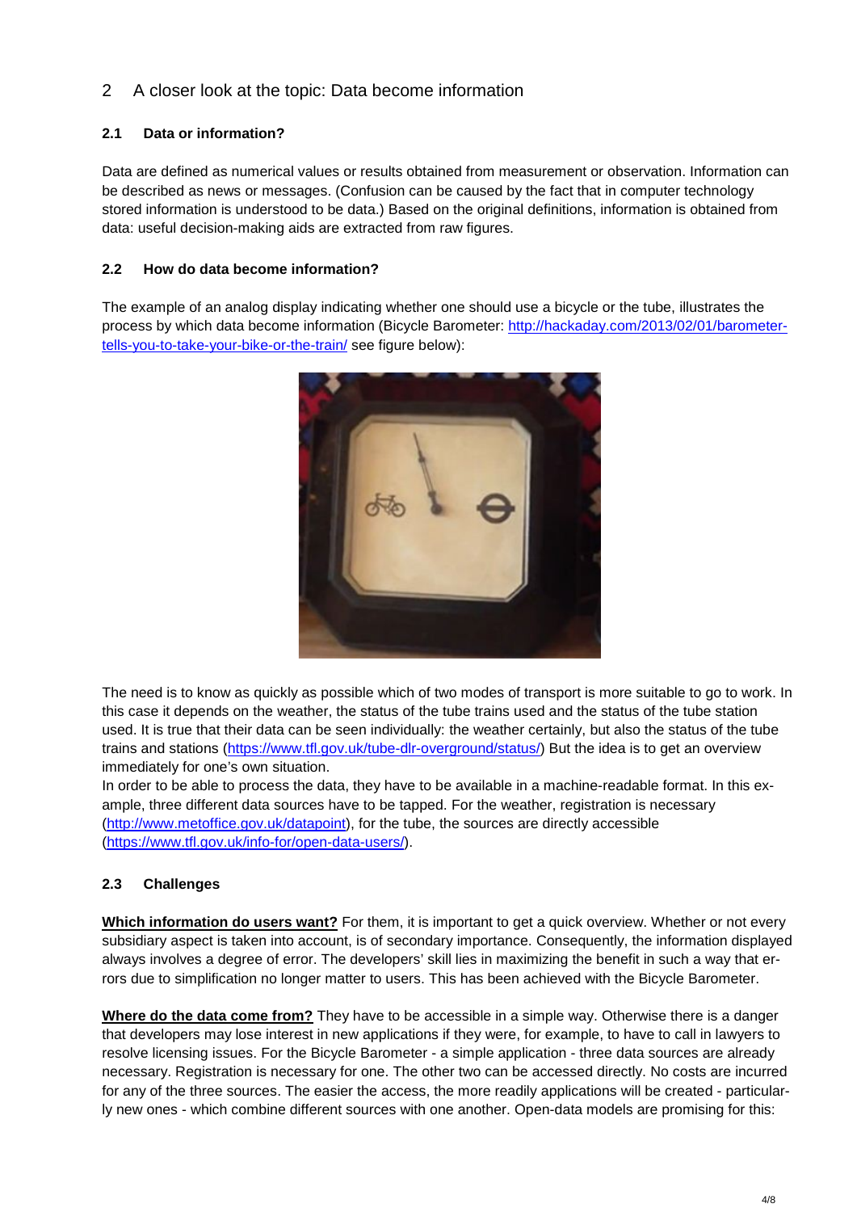## 2 A closer look at the topic: Data become information

### 2.1 Data or information?

Data are defined as numerical values or results obtained from measurement or observation. Information can be described as news or messages. (Confusion can be caused by the fact that in computer technology stored information is understood to be data.) Based on the original definitions, information is obtained from data: useful decision-making aids are extracted from raw figures.

### 2.2 How do data become information?

The example of an analog display indicating whether one should use a bicycle or the tube, illustrates the process by which data become information (Bicycle Barometer: [http://hackaday.com/2013/02/01/barometer-tells-you-to-take-your-bike-or-the-train/](http://hackaday.com/2013/02/01/barometer-tells-you-to-take-your-bike-or-the-train/) see figure below):

The need is to know as quickly as possible which of two modes of transport is more suitable to go to work. In this case it depends on the weather, the status of the tube trains used and the status of the tube station used. It is true that their data can be seen individually: the weather certainly, but also the status of the tube trains and stations ([https://www.tfl.gov.uk/tube-dlr-overground/status/](https://www.tfl.gov.uk/tube-dlr-overground/status/)) But the idea is to get an overview immediately for one's own situation.
In order to be able to process the data, they have to be available in a machine-readable format. In this example, three different data sources have to be tapped. For the weather, registration is necessary ([http://www.metoffice.gov.uk/datapoint](http://www.metoffice.gov.uk/datapoint)), for the tube, the sources are directly accessible ([https://www.tfl.gov.uk/info-for/open-data-users/](https://www.tfl.gov.uk/info-for/open-data-users/)).

### 2.3 Challenges

**Which information do users want?** For them, it is important to get a quick overview. Whether or not every subsidiary aspect is taken into account, is of secondary importance. Consequently, the information displayed always involves a degree of error. The developers' skill lies in maximizing the benefit in such a way that errors due to simplification no longer matter to users. This has been achieved with the Bicycle Barometer.

**Where do the data come from?** They have to be accessible in a simple way. Otherwise there is a danger that developers may lose interest in new applications if they were, for example, to have to call in lawyers to resolve licensing issues. For the Bicycle Barometer - a simple application - three data sources are already necessary. Registration is necessary for one. The other two can be accessed directly. No costs are incurred for any of the three sources. The easier the access, the more readily applications will be created - particularly new ones - which combine different sources with one another. Open-data models are promising for this: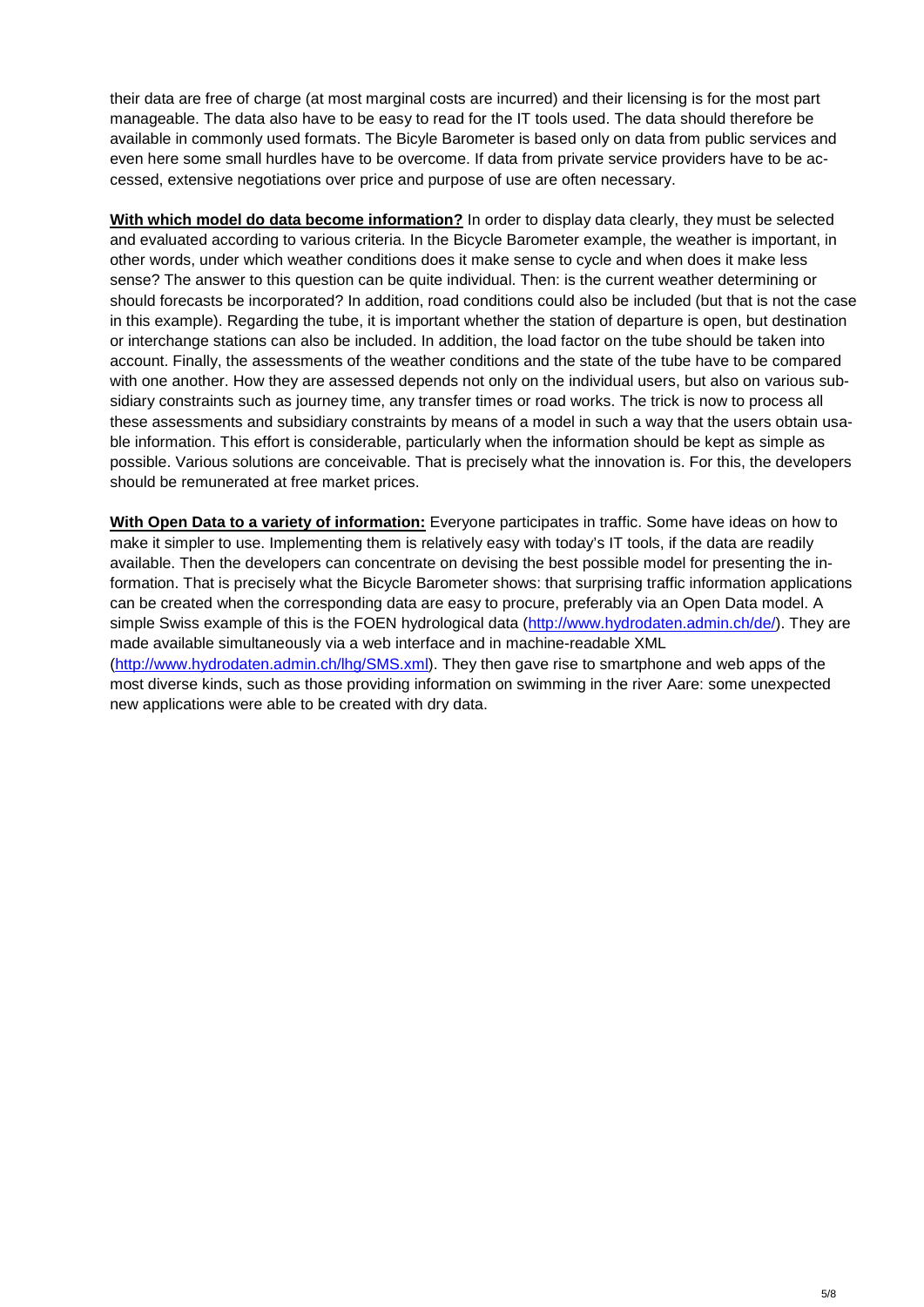their data are free of charge (at most marginal costs are incurred) and their licensing is for the most part manageable. The data also have to be easy to read for the IT tools used. The data should therefore be available in commonly used formats. The Bicyle Barometer is based only on data from public services and even here some small hurdles have to be overcome. If data from private service providers have to be accessed, extensive negotiations over price and purpose of use are often necessary.

**With which model do data become information?** In order to display data clearly, they must be selected and evaluated according to various criteria. In the Bicycle Barometer example, the weather is important, in other words, under which weather conditions does it make sense to cycle and when does it make less sense? The answer to this question can be quite individual. Then: is the current weather determining or should forecasts be incorporated? In addition, road conditions could also be included (but that is not the case in this example). Regarding the tube, it is important whether the station of departure is open, but destination or interchange stations can also be included. In addition, the load factor on the tube should be taken into account. Finally, the assessments of the weather conditions and the state of the tube have to be compared with one another. How they are assessed depends not only on the individual users, but also on various subsidiary constraints such as journey time, any transfer times or road works. The trick is now to process all these assessments and subsidiary constraints by means of a model in such a way that the users obtain usable information. This effort is considerable, particularly when the information should be kept as simple as possible. Various solutions are conceivable. That is precisely what the innovation is. For this, the developers should be remunerated at free market prices.

**With Open Data to a variety of information:** Everyone participates in traffic. Some have ideas on how to make it simpler to use. Implementing them is relatively easy with today's IT tools, if the data are readily available. Then the developers can concentrate on devising the best possible model for presenting the information. That is precisely what the Bicycle Barometer shows: that surprising traffic information applications can be created when the corresponding data are easy to procure, preferably via an Open Data model. A simple Swiss example of this is the FOEN hydrological data (http://www.hydrodaten.admin.ch/de/). They are made available simultaneously via a web interface and in machine-readable XML (http://www.hydrodaten.admin.ch/lhg/SMS.xml). They then gave rise to smartphone and web apps of the most diverse kinds, such as those providing information on swimming in the river Aare: some unexpected new applications were able to be created with dry data.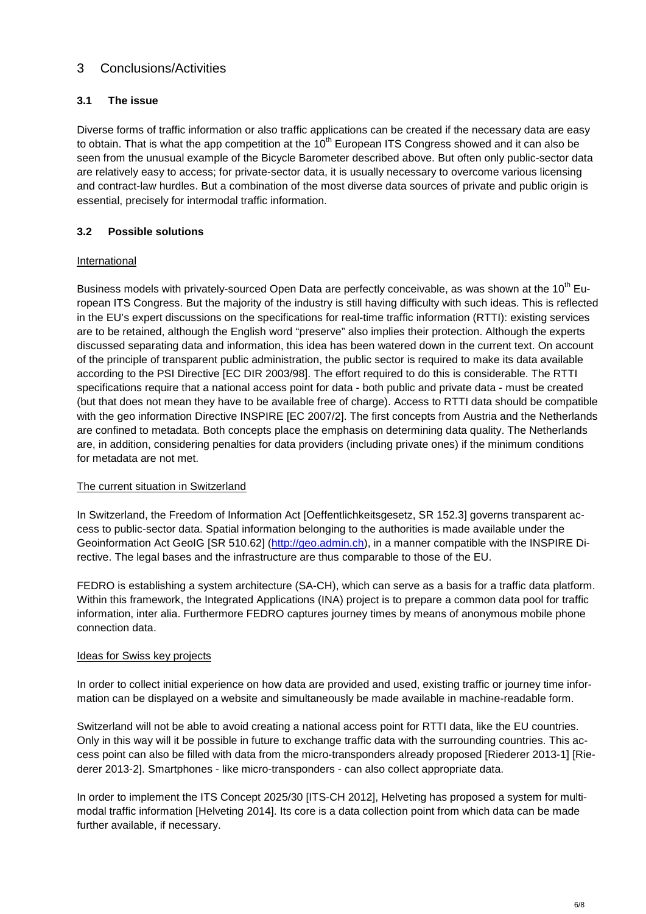# 3 Conclusions/Activities

## 3.1 The issue

Diverse forms of traffic information or also traffic applications can be created if the necessary data are easy to obtain. That is what the app competition at the 10th European ITS Congress showed and it can also be seen from the unusual example of the Bicycle Barometer described above. But often only public-sector data are relatively easy to access; for private-sector data, it is usually necessary to overcome various licensing and contract-law hurdles. But a combination of the most diverse data sources of private and public origin is essential, precisely for intermodal traffic information.

## 3.2 Possible solutions

International

Business models with privately-sourced Open Data are perfectly conceivable, as was shown at the 10th European ITS Congress. But the majority of the industry is still having difficulty with such ideas. This is reflected in the EU's expert discussions on the specifications for real-time traffic information (RTTI): existing services are to be retained, although the English word "preserve" also implies their protection. Although the experts discussed separating data and information, this idea has been watered down in the current text. On account of the principle of transparent public administration, the public sector is required to make its data available according to the PSI Directive [EC DIR 2003/98]. The effort required to do this is considerable. The RTTI specifications require that a national access point for data - both public and private data - must be created (but that does not mean they have to be available free of charge). Access to RTTI data should be compatible with the geo information Directive INSPIRE [EC 2007/2]. The first concepts from Austria and the Netherlands are confined to metadata. Both concepts place the emphasis on determining data quality. The Netherlands are, in addition, considering penalties for data providers (including private ones) if the minimum conditions for metadata are not met.

The current situation in Switzerland

In Switzerland, the Freedom of Information Act [Oeffentlichkeitsgesetz, SR 152.3] governs transparent access to public-sector data. Spatial information belonging to the authorities is made available under the Geoinformation Act GeoIG [SR 510.62] (http://geo.admin.ch), in a manner compatible with the INSPIRE Directive. The legal bases and the infrastructure are thus comparable to those of the EU.

FEDRO is establishing a system architecture (SA-CH), which can serve as a basis for a traffic data platform. Within this framework, the Integrated Applications (INA) project is to prepare a common data pool for traffic information, inter alia. Furthermore FEDRO captures journey times by means of anonymous mobile phone connection data.

Ideas for Swiss key projects

In order to collect initial experience on how data are provided and used, existing traffic or journey time information can be displayed on a website and simultaneously be made available in machine-readable form.

Switzerland will not be able to avoid creating a national access point for RTTI data, like the EU countries. Only in this way will it be possible in future to exchange traffic data with the surrounding countries. This access point can also be filled with data from the micro-transponders already proposed [Riederer 2013-1] [Riederer 2013-2]. Smartphones - like micro-transponders - can also collect appropriate data.

In order to implement the ITS Concept 2025/30 [ITS-CH 2012], Helveting has proposed a system for multimodal traffic information [Helveting 2014]. Its core is a data collection point from which data can be made further available, if necessary.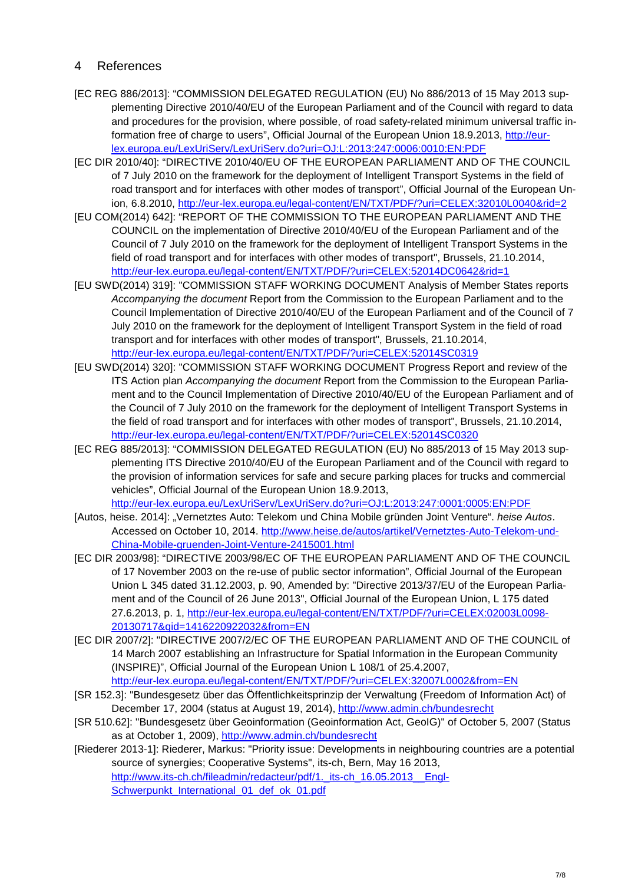## 4 References

[EC REG 886/2013]: "COMMISSION DELEGATED REGULATION (EU) No 886/2013 of 15 May 2013 supplementing Directive 2010/40/EU of the European Parliament and of the Council with regard to data and procedures for the provision, where possible, of road safety-related minimum universal traffic information free of charge to users", Official Journal of the European Union 18.9.2013, http://eur-lex.europa.eu/LexUriServ/LexUriServ.do?uri=OJ:L:2013:247:0006:0010:EN:PDF

[EC DIR 2010/40]: "DIRECTIVE 2010/40/EU OF THE EUROPEAN PARLIAMENT AND OF THE COUNCIL of 7 July 2010 on the framework for the deployment of Intelligent Transport Systems in the field of road transport and for interfaces with other modes of transport", Official Journal of the European Union, 6.8.2010, http://eur-lex.europa.eu/legal-content/EN/TXT/PDF/?uri=CELEX:32010L0040&rid=2

[EU COM(2014) 642]: "REPORT OF THE COMMISSION TO THE EUROPEAN PARLIAMENT AND THE COUNCIL on the implementation of Directive 2010/40/EU of the European Parliament and of the Council of 7 July 2010 on the framework for the deployment of Intelligent Transport Systems in the field of road transport and for interfaces with other modes of transport", Brussels, 21.10.2014, http://eur-lex.europa.eu/legal-content/EN/TXT/PDF/?uri=CELEX:52014DC0642&rid=1

[EU SWD(2014) 319]: "COMMISSION STAFF WORKING DOCUMENT Analysis of Member States reports *Accompanying the document* Report from the Commission to the European Parliament and to the Council Implementation of Directive 2010/40/EU of the European Parliament and of the Council of 7 July 2010 on the framework for the deployment of Intelligent Transport System in the field of road transport and for interfaces with other modes of transport", Brussels, 21.10.2014, http://eur-lex.europa.eu/legal-content/EN/TXT/PDF/?uri=CELEX:52014SC0319

[EU SWD(2014) 320]: "COMMISSION STAFF WORKING DOCUMENT Progress Report and review of the ITS Action plan *Accompanying the document* Report from the Commission to the European Parliament and to the Council Implementation of Directive 2010/40/EU of the European Parliament and of the Council of 7 July 2010 on the framework for the deployment of Intelligent Transport Systems in the field of road transport and for interfaces with other modes of transport", Brussels, 21.10.2014, http://eur-lex.europa.eu/legal-content/EN/TXT/PDF/?uri=CELEX:52014SC0320

[EC REG 885/2013]: "COMMISSION DELEGATED REGULATION (EU) No 885/2013 of 15 May 2013 supplementing ITS Directive 2010/40/EU of the European Parliament and of the Council with regard to the provision of information services for safe and secure parking places for trucks and commercial vehicles", Official Journal of the European Union 18.9.2013, http://eur-lex.europa.eu/LexUriServ/LexUriServ.do?uri=OJ:L:2013:247:0001:0005:EN:PDF

[Autos, heise. 2014]: „Vernetztes Auto: Telekom und China Mobile gründen Joint Venture". *heise Autos*. Accessed on October 10, 2014. http://www.heise.de/autos/artikel/Vernetztes-Auto-Telekom-und-China-Mobile-gruenden-Joint-Venture-2415001.html

[EC DIR 2003/98]: "DIRECTIVE 2003/98/EC OF THE EUROPEAN PARLIAMENT AND OF THE COUNCIL of 17 November 2003 on the re-use of public sector information", Official Journal of the European Union L 345 dated 31.12.2003, p. 90, Amended by: "Directive 2013/37/EU of the European Parliament and of the Council of 26 June 2013", Official Journal of the European Union, L 175 dated 27.6.2013, p. 1, http://eur-lex.europa.eu/legal-content/EN/TXT/PDF/?uri=CELEX:02003L0098-20130717&qid=1416220922032&from=EN

[EC DIR 2007/2]: "DIRECTIVE 2007/2/EC OF THE EUROPEAN PARLIAMENT AND OF THE COUNCIL of 14 March 2007 establishing an Infrastructure for Spatial Information in the European Community (INSPIRE)", Official Journal of the European Union L 108/1 of 25.4.2007, http://eur-lex.europa.eu/legal-content/EN/TXT/PDF/?uri=CELEX:32007L0002&from=EN

[SR 152.3]: "Bundesgesetz über das Öffentlichkeitsprinzip der Verwaltung (Freedom of Information Act) of December 17, 2004 (status at August 19, 2014), http://www.admin.ch/bundesrecht

[SR 510.62]: "Bundesgesetz über Geoinformation (Geoinformation Act, GeoIG)" of October 5, 2007 (Status as at October 1, 2009), http://www.admin.ch/bundesrecht

[Riederer 2013-1]: Riederer, Markus: "Priority issue: Developments in neighbouring countries are a potential source of synergies; Cooperative Systems", its-ch, Bern, May 16 2013, http://www.its-ch.ch/fileadmin/redacteur/pdf/1._its-ch_16.05.2013__Engl-Schwerpunkt_International_01_def_ok_01.pdf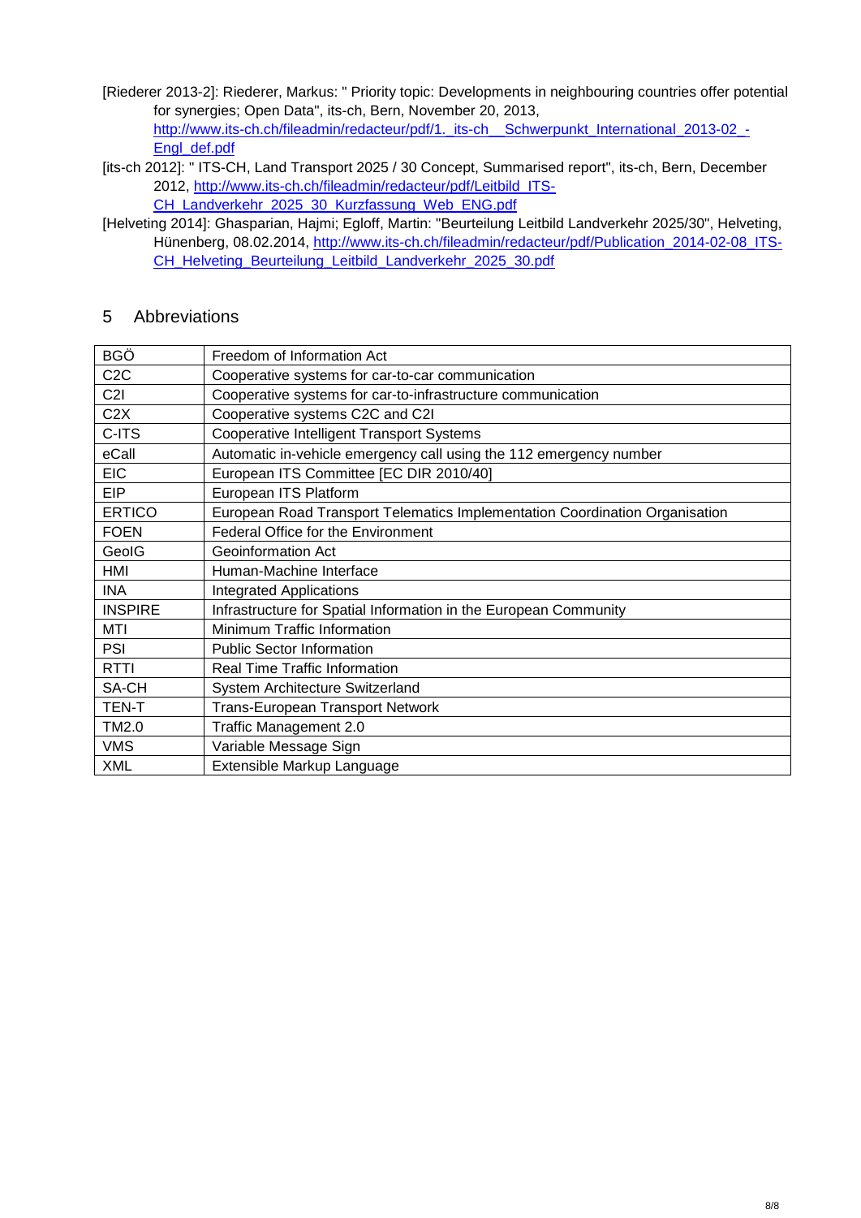[Riederer 2013-2]: Riederer, Markus: " Priority topic: Developments in neighbouring countries offer potential for synergies; Open Data", its-ch, Bern, November 20, 2013, http://www.its-ch.ch/fileadmin/redacteur/pdf/1._its-ch__Schwerpunkt_International_2013-02_-Engl_def.pdf

[its-ch 2012]: " ITS-CH, Land Transport 2025 / 30 Concept, Summarised report", its-ch, Bern, December 2012, http://www.its-ch.ch/fileadmin/redacteur/pdf/Leitbild_ITS-CH_Landverkehr_2025_30_Kurzfassung_Web_ENG.pdf

[Helveting 2014]: Ghasparian, Hajmi; Egloff, Martin: "Beurteilung Leitbild Landverkehr 2025/30", Helveting, Hünenberg, 08.02.2014, http://www.its-ch.ch/fileadmin/redacteur/pdf/Publication_2014-02-08_ITS-CH_Helveting_Beurteilung_Leitbild_Landverkehr_2025_30.pdf

## 5 Abbreviations

| | |
|---|---|
| BGÖ | Freedom of Information Act |
| C2C | Cooperative systems for car-to-car communication |
| C2I | Cooperative systems for car-to-infrastructure communication |
| C2X | Cooperative systems C2C and C2I |
| C-ITS | Cooperative Intelligent Transport Systems |
| eCall | Automatic in-vehicle emergency call using the 112 emergency number |
| EIC | European ITS Committee [EC DIR 2010/40] |
| EIP | European ITS Platform |
| ERTICO | European Road Transport Telematics Implementation Coordination Organisation |
| FOEN | Federal Office for the Environment |
| GeoIG | Geoinformation Act |
| HMI | Human-Machine Interface |
| INA | Integrated Applications |
| INSPIRE | Infrastructure for Spatial Information in the European Community |
| MTI | Minimum Traffic Information |
| PSI | Public Sector Information |
| RTTI | Real Time Traffic Information |
| SA-CH | System Architecture Switzerland |
| TEN-T | Trans-European Transport Network |
| TM2.0 | Traffic Management 2.0 |
| VMS | Variable Message Sign |
| XML | Extensible Markup Language |